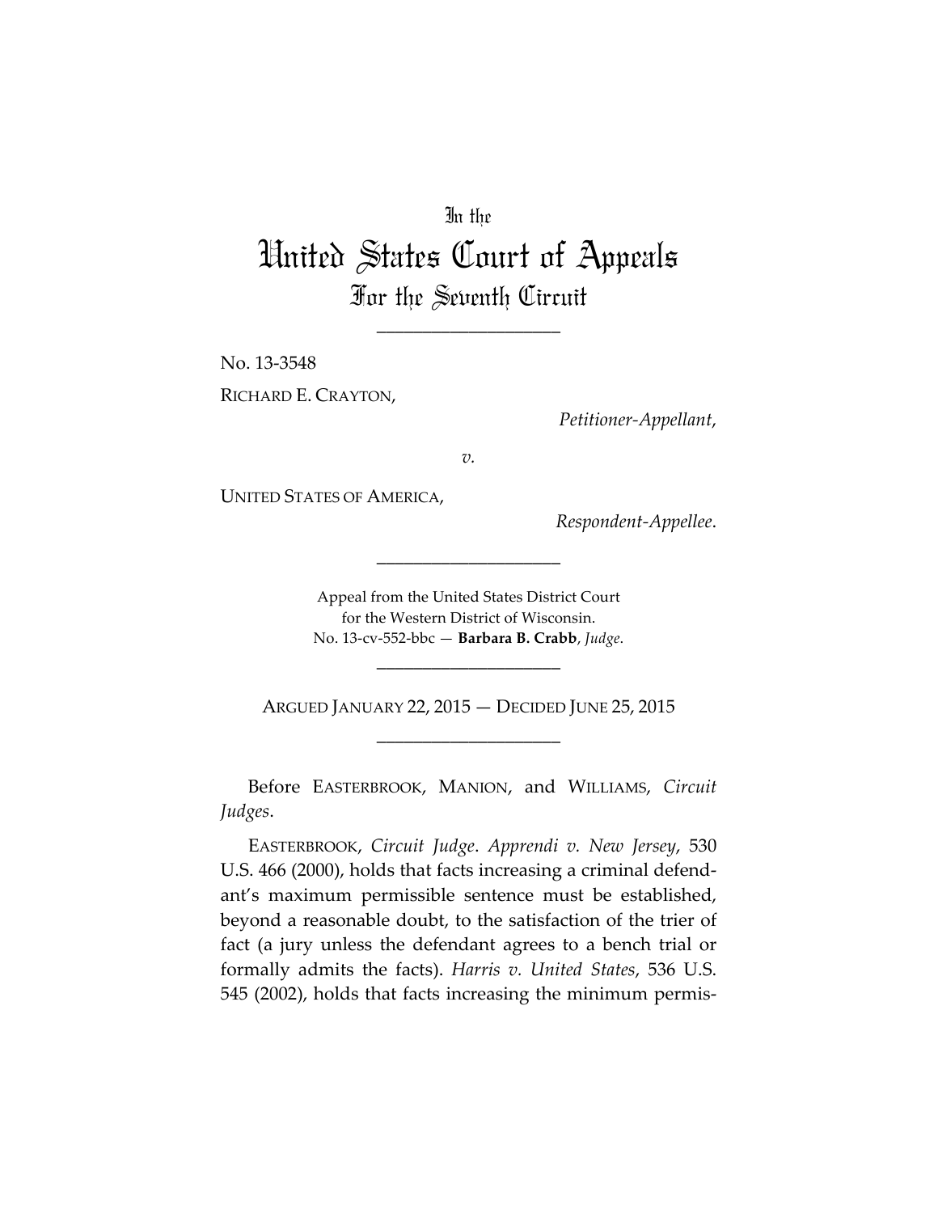In the

# United States Court of Appeals

## For the Seventh Circuit

____________________

No. 13-3548

RICHARD E. CRAYTON,

*Petitioner-Appellant*,

*v.*

UNITED STATES OF AMERICA,

*Respondent-Appellee*.

____________________

Appeal from the United States District Court
for the Western District of Wisconsin.
No. 13-cv-552-bbc — **Barbara B. Crabb**, *Judge*.

____________________

ARGUED JANUARY 22, 2015 — DECIDED JUNE 25, 2015

____________________

Before EASTERBROOK, MANION, and WILLIAMS, *Circuit Judges*.

EASTERBROOK, *Circuit Judge*. *Apprendi v. New Jersey*, 530 U.S. 466 (2000), holds that facts increasing a criminal defendant's maximum permissible sentence must be established, beyond a reasonable doubt, to the satisfaction of the trier of fact (a jury unless the defendant agrees to a bench trial or formally admits the facts). *Harris v. United States*, 536 U.S. 545 (2002), holds that facts increasing the minimum permis-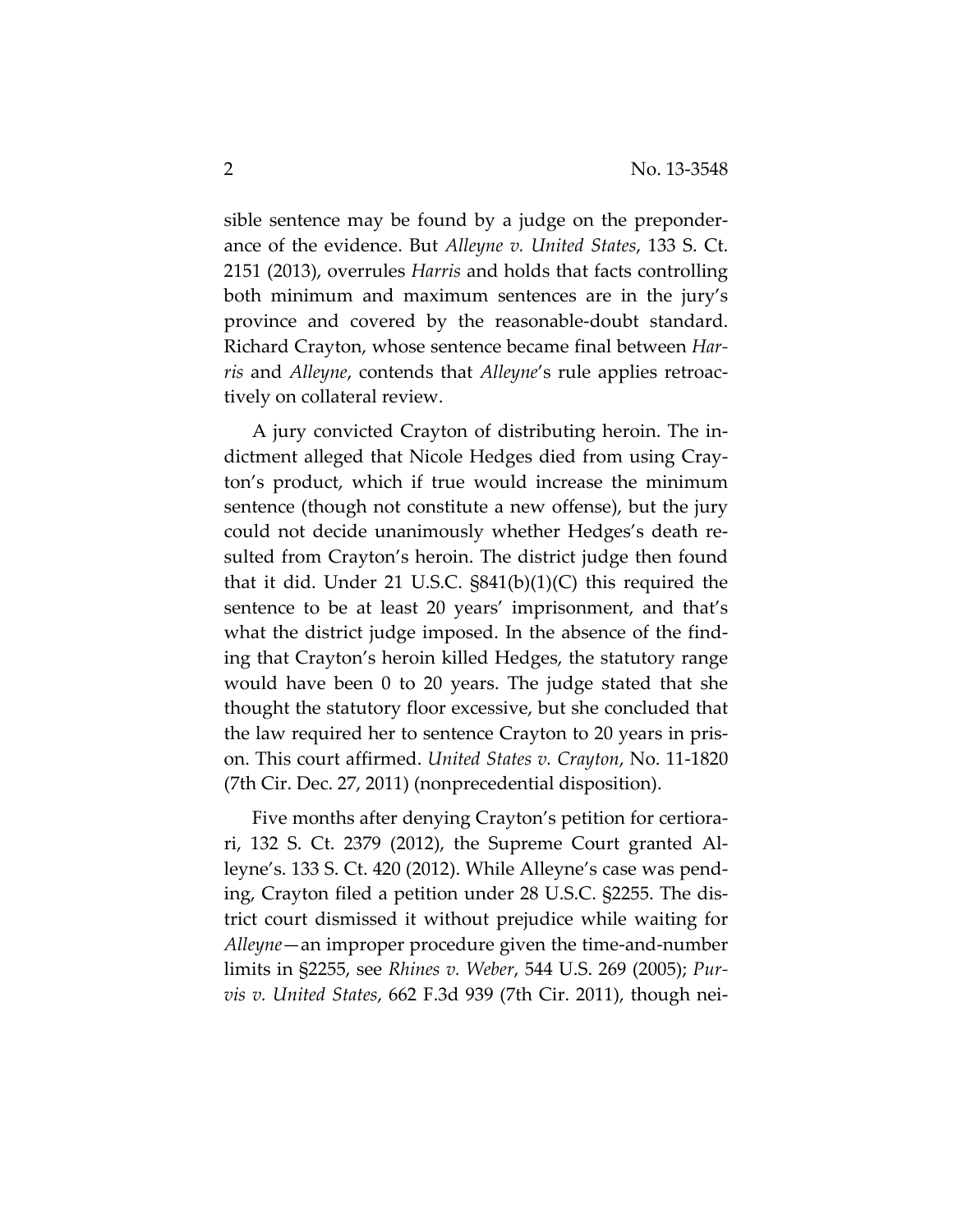sible sentence may be found by a judge on the preponderance of the evidence. But *Alleyne v. United States*, 133 S. Ct. 2151 (2013), overrules *Harris* and holds that facts controlling both minimum and maximum sentences are in the jury's province and covered by the reasonable-doubt standard. Richard Crayton, whose sentence became final between *Harris* and *Alleyne*, contends that *Alleyne*'s rule applies retroactively on collateral review.

A jury convicted Crayton of distributing heroin. The indictment alleged that Nicole Hedges died from using Crayton's product, which if true would increase the minimum sentence (though not constitute a new offense), but the jury could not decide unanimously whether Hedges's death resulted from Crayton's heroin. The district judge then found that it did. Under 21 U.S.C. §841(b)(1)(C) this required the sentence to be at least 20 years' imprisonment, and that's what the district judge imposed. In the absence of the finding that Crayton's heroin killed Hedges, the statutory range would have been 0 to 20 years. The judge stated that she thought the statutory floor excessive, but she concluded that the law required her to sentence Crayton to 20 years in prison. This court affirmed. *United States v. Crayton*, No. 11-1820 (7th Cir. Dec. 27, 2011) (nonprecedential disposition).

Five months after denying Crayton's petition for certiorari, 132 S. Ct. 2379 (2012), the Supreme Court granted Alleyne's. 133 S. Ct. 420 (2012). While Alleyne's case was pending, Crayton filed a petition under 28 U.S.C. §2255. The district court dismissed it without prejudice while waiting for *Alleyne*—an improper procedure given the time-and-number limits in §2255, see *Rhines v. Weber*, 544 U.S. 269 (2005); *Purvis v. United States*, 662 F.3d 939 (7th Cir. 2011), though nei-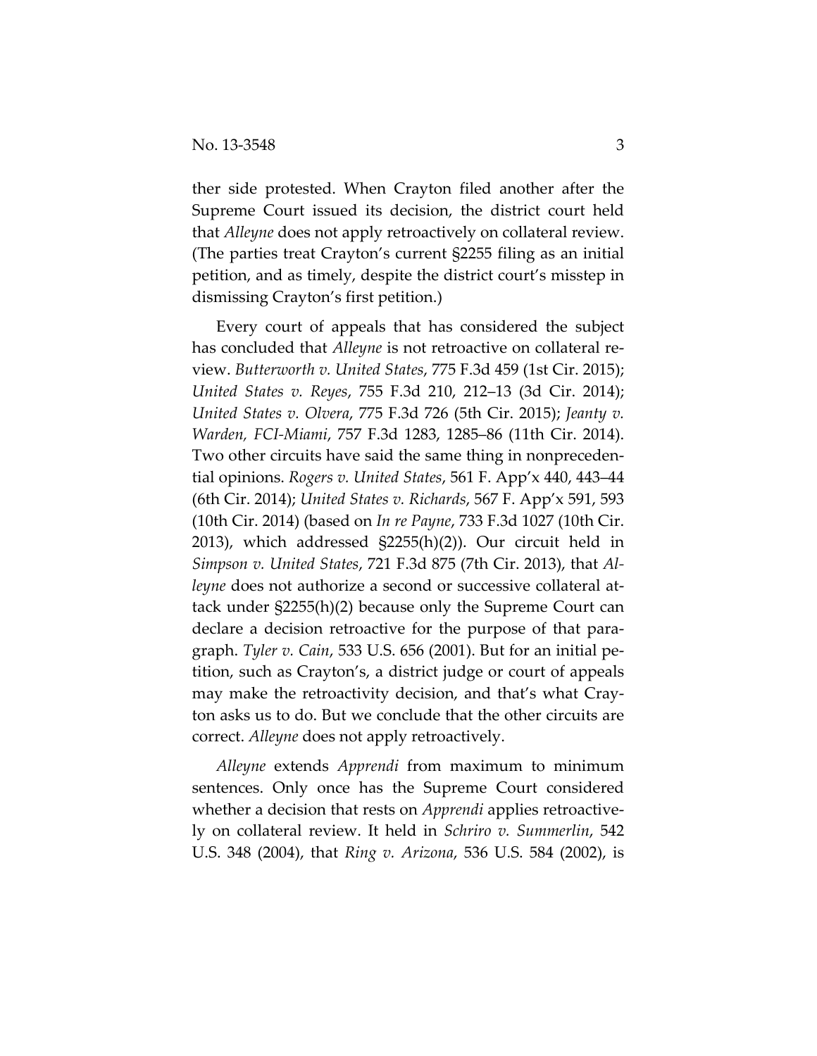ther side protested. When Crayton filed another after the Supreme Court issued its decision, the district court held that *Alleyne* does not apply retroactively on collateral review. (The parties treat Crayton's current §2255 filing as an initial petition, and as timely, despite the district court's misstep in dismissing Crayton's first petition.)

Every court of appeals that has considered the subject has concluded that *Alleyne* is not retroactive on collateral review. *Butterworth v. United States*, 775 F.3d 459 (1st Cir. 2015); *United States v. Reyes*, 755 F.3d 210, 212–13 (3d Cir. 2014); *United States v. Olvera*, 775 F.3d 726 (5th Cir. 2015); *Jeanty v. Warden, FCI-Miami*, 757 F.3d 1283, 1285–86 (11th Cir. 2014). Two other circuits have said the same thing in nonprecedential opinions. *Rogers v. United States*, 561 F. App'x 440, 443–44 (6th Cir. 2014); *United States v. Richards*, 567 F. App'x 591, 593 (10th Cir. 2014) (based on *In re Payne*, 733 F.3d 1027 (10th Cir. 2013), which addressed §2255(h)(2)). Our circuit held in *Simpson v. United States*, 721 F.3d 875 (7th Cir. 2013), that *Alleyne* does not authorize a second or successive collateral attack under §2255(h)(2) because only the Supreme Court can declare a decision retroactive for the purpose of that paragraph. *Tyler v. Cain*, 533 U.S. 656 (2001). But for an initial petition, such as Crayton's, a district judge or court of appeals may make the retroactivity decision, and that's what Crayton asks us to do. But we conclude that the other circuits are correct. *Alleyne* does not apply retroactively.

*Alleyne* extends *Apprendi* from maximum to minimum sentences. Only once has the Supreme Court considered whether a decision that rests on *Apprendi* applies retroactively on collateral review. It held in *Schriro v. Summerlin*, 542 U.S. 348 (2004), that *Ring v. Arizona*, 536 U.S. 584 (2002), is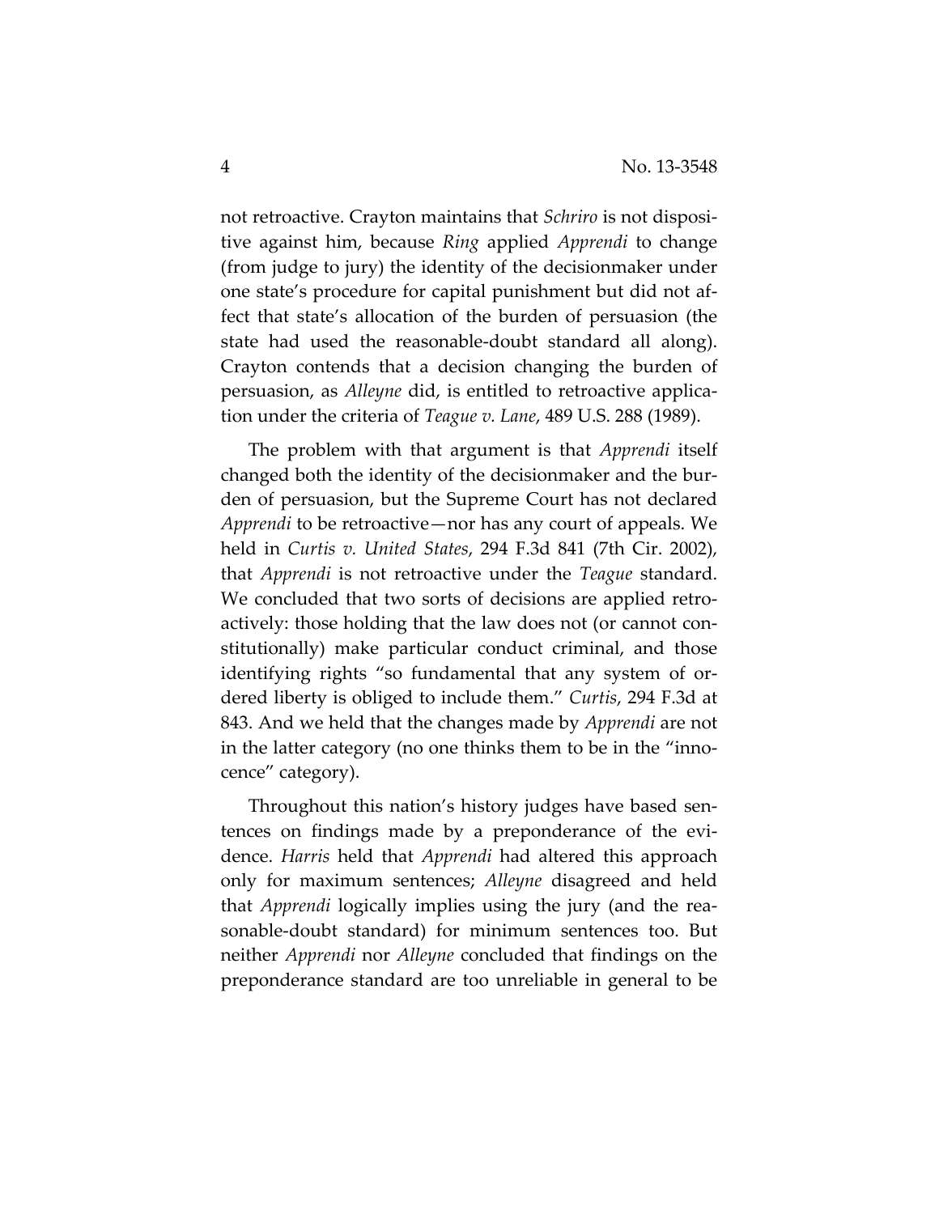not retroactive. Crayton maintains that *Schriro* is not dispositive against him, because *Ring* applied *Apprendi* to change (from judge to jury) the identity of the decisionmaker under one state's procedure for capital punishment but did not affect that state's allocation of the burden of persuasion (the state had used the reasonable-doubt standard all along). Crayton contends that a decision changing the burden of persuasion, as *Alleyne* did, is entitled to retroactive application under the criteria of *Teague v. Lane*, 489 U.S. 288 (1989).

The problem with that argument is that *Apprendi* itself changed both the identity of the decisionmaker and the burden of persuasion, but the Supreme Court has not declared *Apprendi* to be retroactive—nor has any court of appeals. We held in *Curtis v. United States*, 294 F.3d 841 (7th Cir. 2002), that *Apprendi* is not retroactive under the *Teague* standard. We concluded that two sorts of decisions are applied retroactively: those holding that the law does not (or cannot constitutionally) make particular conduct criminal, and those identifying rights "so fundamental that any system of ordered liberty is obliged to include them." *Curtis*, 294 F.3d at 843. And we held that the changes made by *Apprendi* are not in the latter category (no one thinks them to be in the "innocence" category).

Throughout this nation's history judges have based sentences on findings made by a preponderance of the evidence. *Harris* held that *Apprendi* had altered this approach only for maximum sentences; *Alleyne* disagreed and held that *Apprendi* logically implies using the jury (and the reasonable-doubt standard) for minimum sentences too. But neither *Apprendi* nor *Alleyne* concluded that findings on the preponderance standard are too unreliable in general to be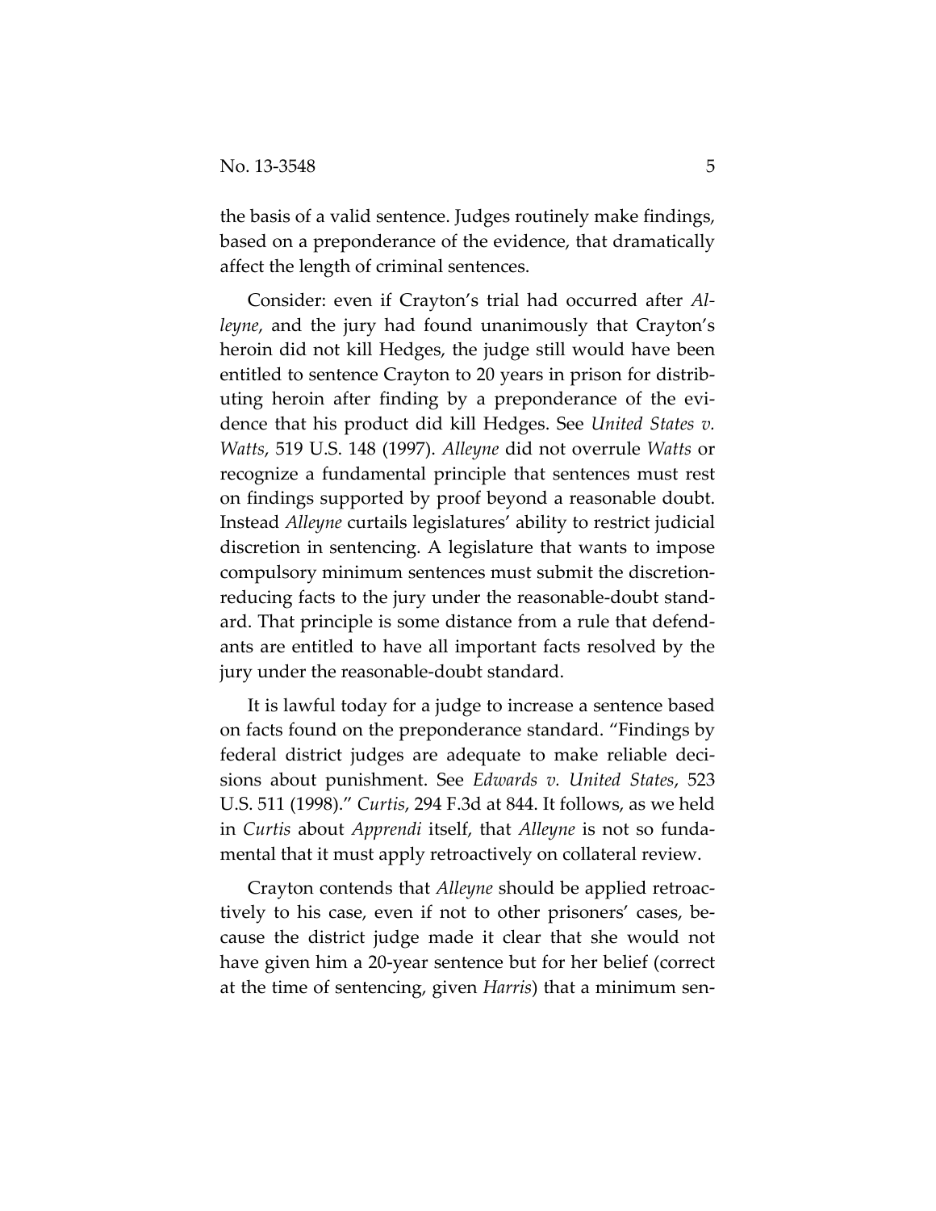the basis of a valid sentence. Judges routinely make findings, based on a preponderance of the evidence, that dramatically affect the length of criminal sentences.

Consider: even if Crayton's trial had occurred after *Alleyne*, and the jury had found unanimously that Crayton's heroin did not kill Hedges, the judge still would have been entitled to sentence Crayton to 20 years in prison for distributing heroin after finding by a preponderance of the evidence that his product did kill Hedges. See *United States v. Watts*, 519 U.S. 148 (1997). *Alleyne* did not overrule *Watts* or recognize a fundamental principle that sentences must rest on findings supported by proof beyond a reasonable doubt. Instead *Alleyne* curtails legislatures' ability to restrict judicial discretion in sentencing. A legislature that wants to impose compulsory minimum sentences must submit the discretion-reducing facts to the jury under the reasonable-doubt standard. That principle is some distance from a rule that defendants are entitled to have all important facts resolved by the jury under the reasonable-doubt standard.

It is lawful today for a judge to increase a sentence based on facts found on the preponderance standard. "Findings by federal district judges are adequate to make reliable decisions about punishment. See *Edwards v. United States*, 523 U.S. 511 (1998)." *Curtis*, 294 F.3d at 844. It follows, as we held in *Curtis* about *Apprendi* itself, that *Alleyne* is not so fundamental that it must apply retroactively on collateral review.

Crayton contends that *Alleyne* should be applied retroactively to his case, even if not to other prisoners' cases, because the district judge made it clear that she would not have given him a 20-year sentence but for her belief (correct at the time of sentencing, given *Harris*) that a minimum sen-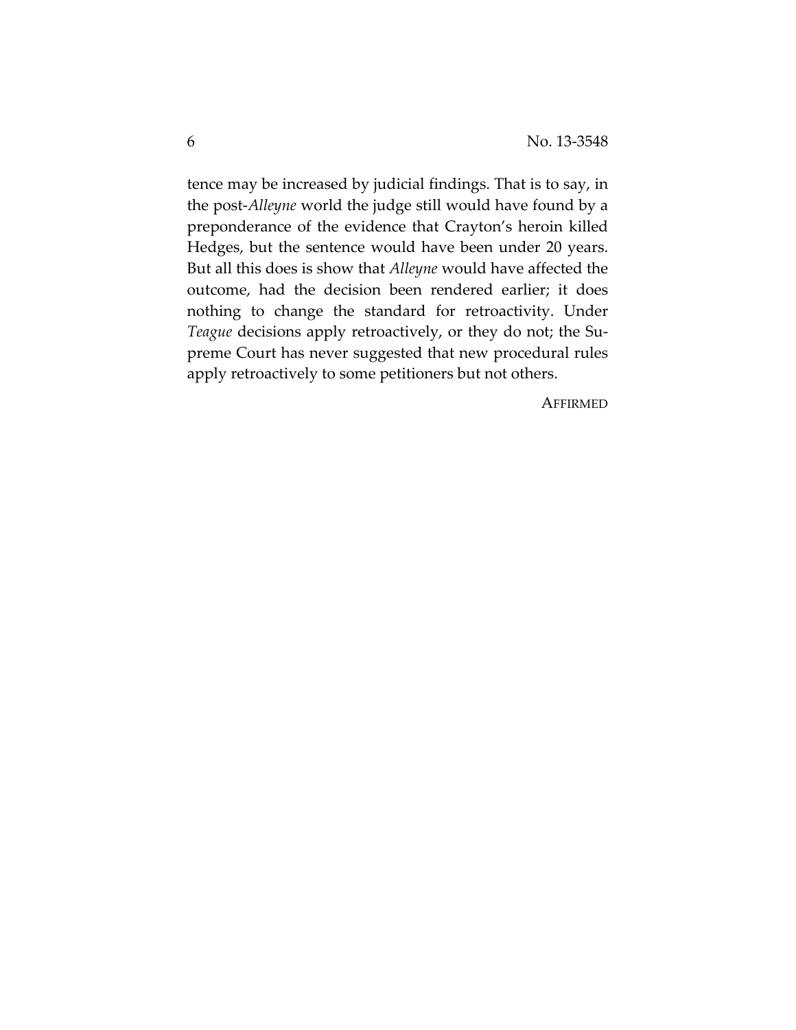tence may be increased by judicial findings. That is to say, in the post-*Alleyne* world the judge still would have found by a preponderance of the evidence that Crayton's heroin killed Hedges, but the sentence would have been under 20 years. But all this does is show that *Alleyne* would have affected the outcome, had the decision been rendered earlier; it does nothing to change the standard for retroactivity. Under *Teague* decisions apply retroactively, or they do not; the Supreme Court has never suggested that new procedural rules apply retroactively to some petitioners but not others.

AFFIRMED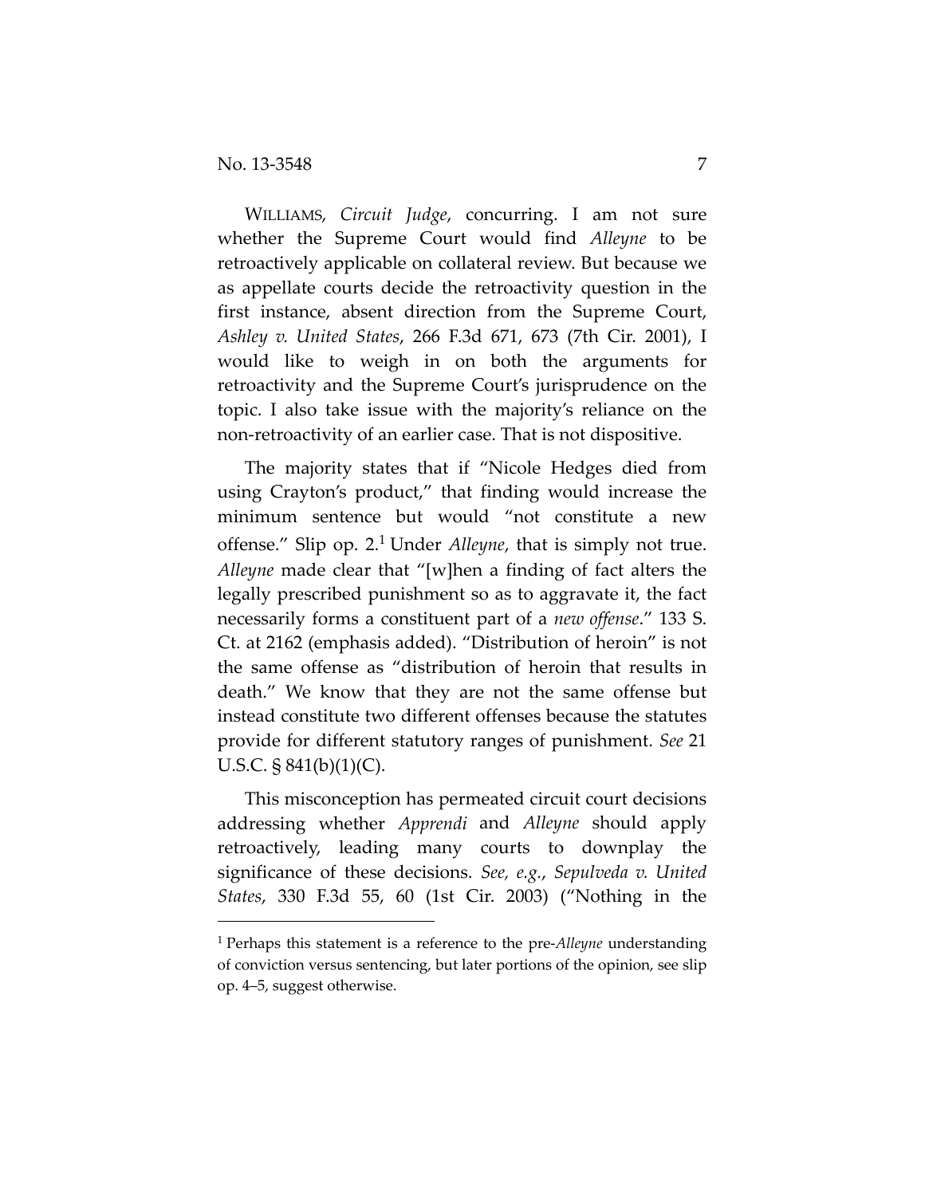WILLIAMS, *Circuit Judge*, concurring. I am not sure whether the Supreme Court would find *Alleyne* to be retroactively applicable on collateral review. But because we as appellate courts decide the retroactivity question in the first instance, absent direction from the Supreme Court, *Ashley v. United States*, 266 F.3d 671, 673 (7th Cir. 2001), I would like to weigh in on both the arguments for retroactivity and the Supreme Court's jurisprudence on the topic. I also take issue with the majority's reliance on the non-retroactivity of an earlier case. That is not dispositive.

The majority states that if "Nicole Hedges died from using Crayton's product," that finding would increase the minimum sentence but would "not constitute a new offense." Slip op. 2.[1] Under *Alleyne*, that is simply not true. *Alleyne* made clear that "[w]hen a finding of fact alters the legally prescribed punishment so as to aggravate it, the fact necessarily forms a constituent part of a *new offense*." 133 S. Ct. at 2162 (emphasis added). "Distribution of heroin" is not the same offense as "distribution of heroin that results in death." We know that they are not the same offense but instead constitute two different offenses because the statutes provide for different statutory ranges of punishment. *See* 21 U.S.C. § 841(b)(1)(C).

This misconception has permeated circuit court decisions addressing whether *Apprendi* and *Alleyne* should apply retroactively, leading many courts to downplay the significance of these decisions. *See, e.g.*, *Sepulveda v. United States*, 330 F.3d 55, 60 (1st Cir. 2003) ("Nothing in the

[1] Perhaps this statement is a reference to the pre-*Alleyne* understanding of conviction versus sentencing, but later portions of the opinion, see slip op. 4–5, suggest otherwise.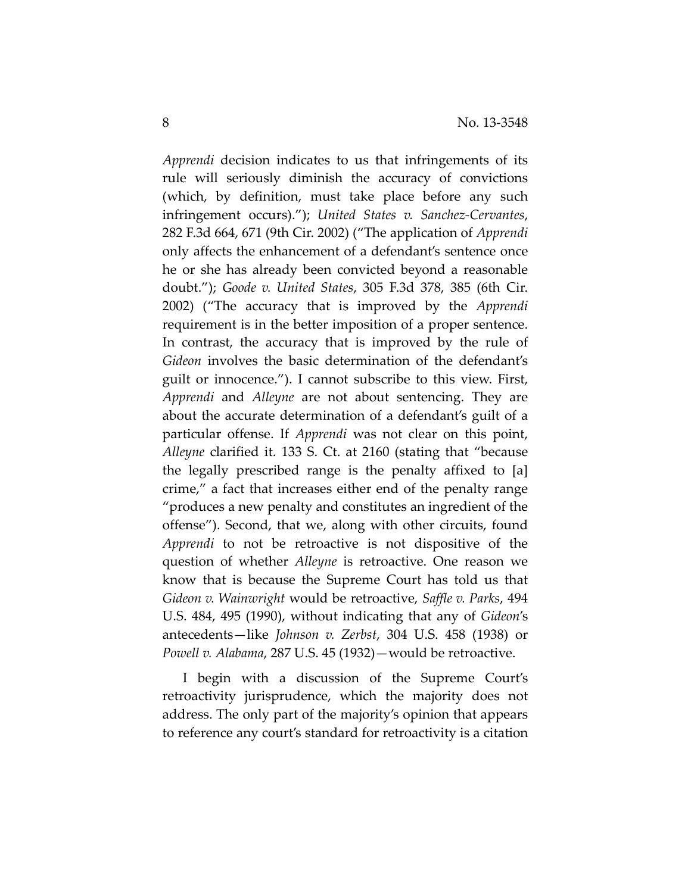*Apprendi* decision indicates to us that infringements of its rule will seriously diminish the accuracy of convictions (which, by definition, must take place before any such infringement occurs)."); *United States v. Sanchez-Cervantes*, 282 F.3d 664, 671 (9th Cir. 2002) ("The application of *Apprendi* only affects the enhancement of a defendant's sentence once he or she has already been convicted beyond a reasonable doubt."); *Goode v. United States*, 305 F.3d 378, 385 (6th Cir. 2002) ("The accuracy that is improved by the *Apprendi* requirement is in the better imposition of a proper sentence. In contrast, the accuracy that is improved by the rule of *Gideon* involves the basic determination of the defendant's guilt or innocence."). I cannot subscribe to this view. First, *Apprendi* and *Alleyne* are not about sentencing. They are about the accurate determination of a defendant's guilt of a particular offense. If *Apprendi* was not clear on this point, *Alleyne* clarified it. 133 S. Ct. at 2160 (stating that "because the legally prescribed range is the penalty affixed to [a] crime," a fact that increases either end of the penalty range "produces a new penalty and constitutes an ingredient of the offense"). Second, that we, along with other circuits, found *Apprendi* to not be retroactive is not dispositive of the question of whether *Alleyne* is retroactive. One reason we know that is because the Supreme Court has told us that *Gideon v. Wainwright* would be retroactive, *Saffle v. Parks*, 494 U.S. 484, 495 (1990), without indicating that any of *Gideon*'s antecedents—like *Johnson v. Zerbst*, 304 U.S. 458 (1938) or *Powell v. Alabama*, 287 U.S. 45 (1932)—would be retroactive.

I begin with a discussion of the Supreme Court's retroactivity jurisprudence, which the majority does not address. The only part of the majority's opinion that appears to reference any court's standard for retroactivity is a citation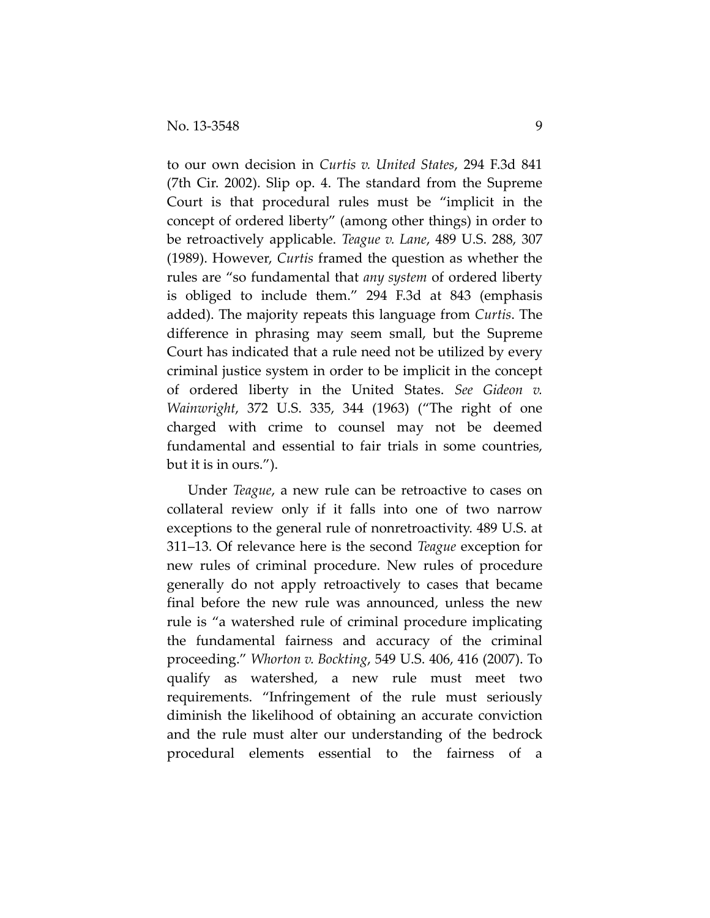to our own decision in *Curtis v. United States*, 294 F.3d 841 (7th Cir. 2002). Slip op. 4. The standard from the Supreme Court is that procedural rules must be "implicit in the concept of ordered liberty" (among other things) in order to be retroactively applicable. *Teague v. Lane*, 489 U.S. 288, 307 (1989). However, *Curtis* framed the question as whether the rules are "so fundamental that *any system* of ordered liberty is obliged to include them." 294 F.3d at 843 (emphasis added). The majority repeats this language from *Curtis*. The difference in phrasing may seem small, but the Supreme Court has indicated that a rule need not be utilized by every criminal justice system in order to be implicit in the concept of ordered liberty in the United States. *See Gideon v. Wainwright*, 372 U.S. 335, 344 (1963) ("The right of one charged with crime to counsel may not be deemed fundamental and essential to fair trials in some countries, but it is in ours.").

Under *Teague*, a new rule can be retroactive to cases on collateral review only if it falls into one of two narrow exceptions to the general rule of nonretroactivity. 489 U.S. at 311–13. Of relevance here is the second *Teague* exception for new rules of criminal procedure. New rules of procedure generally do not apply retroactively to cases that became final before the new rule was announced, unless the new rule is "a watershed rule of criminal procedure implicating the fundamental fairness and accuracy of the criminal proceeding." *Whorton v. Bockting*, 549 U.S. 406, 416 (2007). To qualify as watershed, a new rule must meet two requirements. "Infringement of the rule must seriously diminish the likelihood of obtaining an accurate conviction and the rule must alter our understanding of the bedrock procedural elements essential to the fairness of a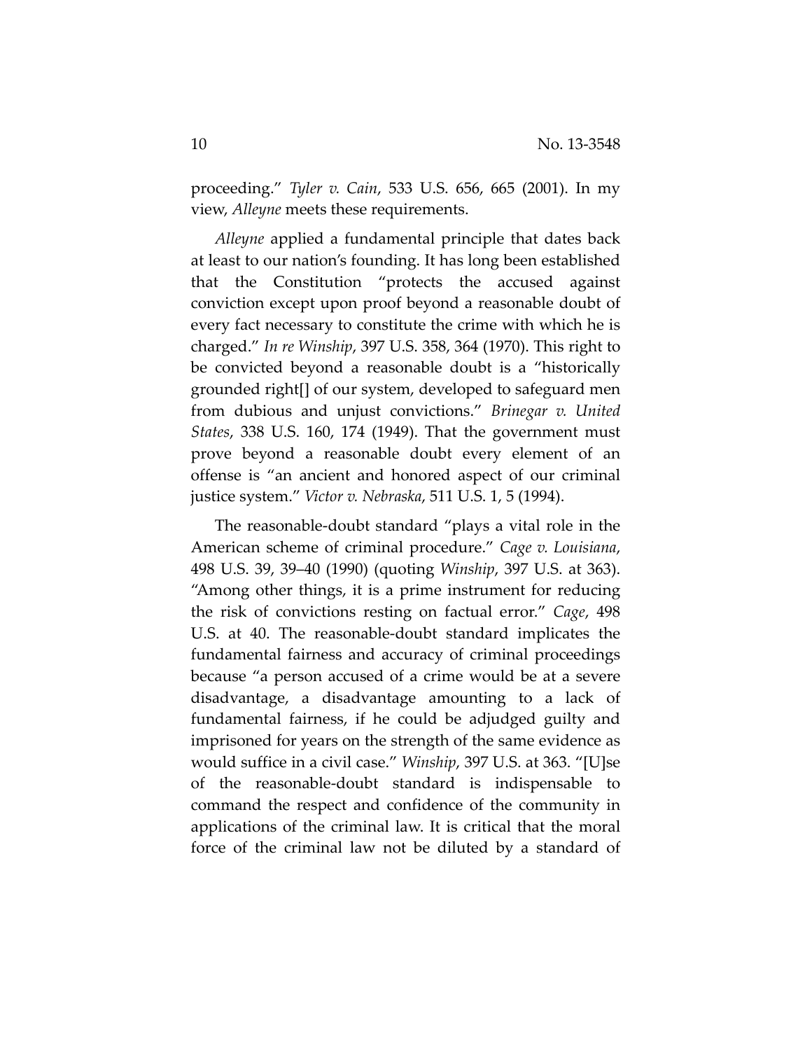proceeding." *Tyler v. Cain*, 533 U.S. 656, 665 (2001). In my view, *Alleyne* meets these requirements.

*Alleyne* applied a fundamental principle that dates back at least to our nation's founding. It has long been established that the Constitution "protects the accused against conviction except upon proof beyond a reasonable doubt of every fact necessary to constitute the crime with which he is charged." *In re Winship*, 397 U.S. 358, 364 (1970). This right to be convicted beyond a reasonable doubt is a "historically grounded right[] of our system, developed to safeguard men from dubious and unjust convictions." *Brinegar v. United States*, 338 U.S. 160, 174 (1949). That the government must prove beyond a reasonable doubt every element of an offense is "an ancient and honored aspect of our criminal justice system." *Victor v. Nebraska*, 511 U.S. 1, 5 (1994).

The reasonable-doubt standard "plays a vital role in the American scheme of criminal procedure." *Cage v. Louisiana*, 498 U.S. 39, 39–40 (1990) (quoting *Winship*, 397 U.S. at 363). "Among other things, it is a prime instrument for reducing the risk of convictions resting on factual error." *Cage*, 498 U.S. at 40. The reasonable-doubt standard implicates the fundamental fairness and accuracy of criminal proceedings because "a person accused of a crime would be at a severe disadvantage, a disadvantage amounting to a lack of fundamental fairness, if he could be adjudged guilty and imprisoned for years on the strength of the same evidence as would suffice in a civil case." *Winship*, 397 U.S. at 363. "[U]se of the reasonable-doubt standard is indispensable to command the respect and confidence of the community in applications of the criminal law. It is critical that the moral force of the criminal law not be diluted by a standard of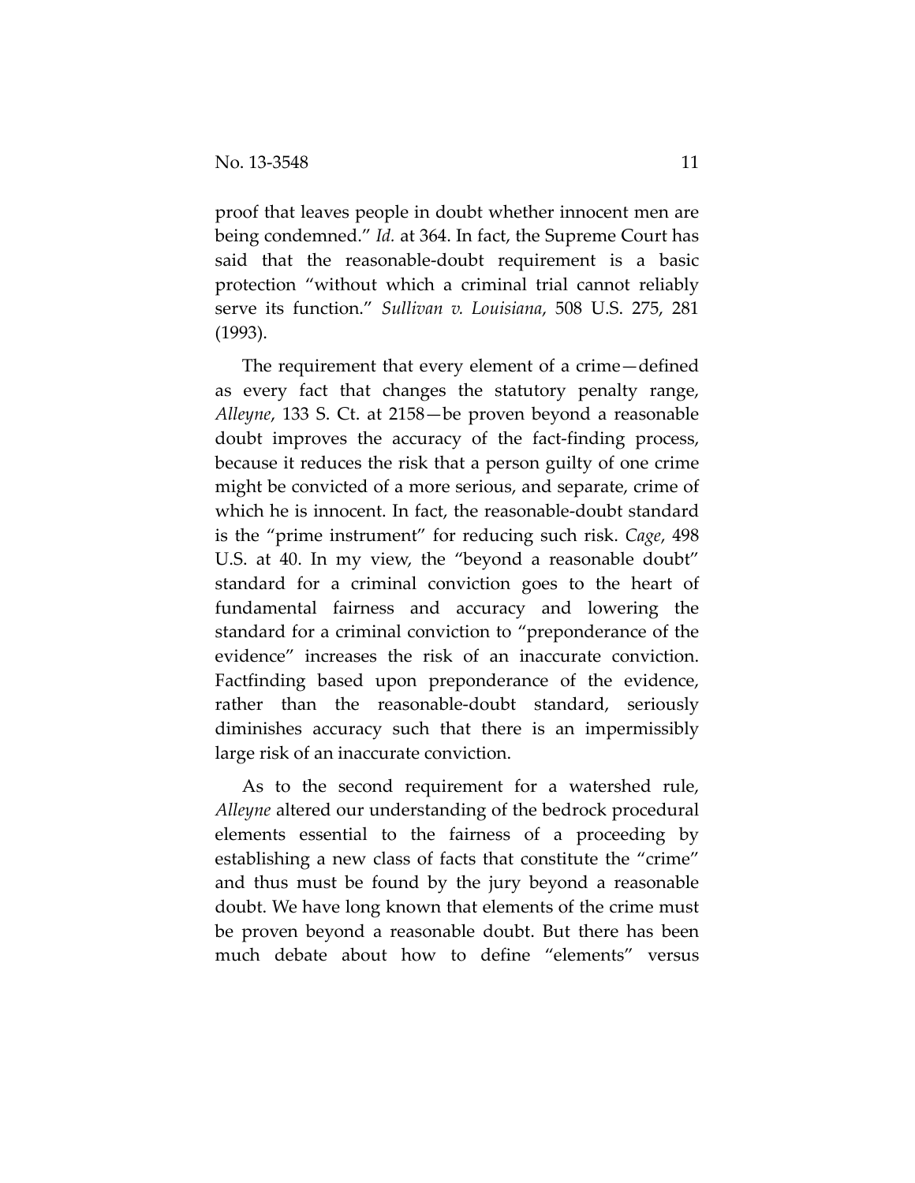proof that leaves people in doubt whether innocent men are being condemned." *Id.* at 364. In fact, the Supreme Court has said that the reasonable-doubt requirement is a basic protection "without which a criminal trial cannot reliably serve its function." *Sullivan v. Louisiana*, 508 U.S. 275, 281 (1993).

The requirement that every element of a crime—defined as every fact that changes the statutory penalty range, *Alleyne*, 133 S. Ct. at 2158—be proven beyond a reasonable doubt improves the accuracy of the fact-finding process, because it reduces the risk that a person guilty of one crime might be convicted of a more serious, and separate, crime of which he is innocent. In fact, the reasonable-doubt standard is the "prime instrument" for reducing such risk. *Cage*, 498 U.S. at 40. In my view, the "beyond a reasonable doubt" standard for a criminal conviction goes to the heart of fundamental fairness and accuracy and lowering the standard for a criminal conviction to "preponderance of the evidence" increases the risk of an inaccurate conviction. Factfinding based upon preponderance of the evidence, rather than the reasonable-doubt standard, seriously diminishes accuracy such that there is an impermissibly large risk of an inaccurate conviction.

As to the second requirement for a watershed rule, *Alleyne* altered our understanding of the bedrock procedural elements essential to the fairness of a proceeding by establishing a new class of facts that constitute the "crime" and thus must be found by the jury beyond a reasonable doubt. We have long known that elements of the crime must be proven beyond a reasonable doubt. But there has been much debate about how to define "elements" versus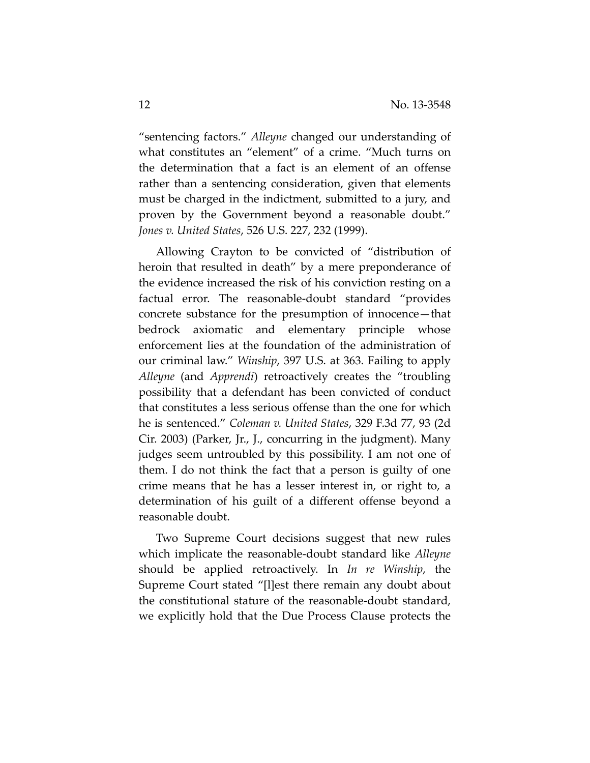"sentencing factors." *Alleyne* changed our understanding of what constitutes an "element" of a crime. "Much turns on the determination that a fact is an element of an offense rather than a sentencing consideration, given that elements must be charged in the indictment, submitted to a jury, and proven by the Government beyond a reasonable doubt." *Jones v. United States*, 526 U.S. 227, 232 (1999).

Allowing Crayton to be convicted of "distribution of heroin that resulted in death" by a mere preponderance of the evidence increased the risk of his conviction resting on a factual error. The reasonable-doubt standard "provides concrete substance for the presumption of innocence—that bedrock axiomatic and elementary principle whose enforcement lies at the foundation of the administration of our criminal law." *Winship*, 397 U.S. at 363. Failing to apply *Alleyne* (and *Apprendi*) retroactively creates the "troubling possibility that a defendant has been convicted of conduct that constitutes a less serious offense than the one for which he is sentenced." *Coleman v. United States*, 329 F.3d 77, 93 (2d Cir. 2003) (Parker, Jr., J., concurring in the judgment). Many judges seem untroubled by this possibility. I am not one of them. I do not think the fact that a person is guilty of one crime means that he has a lesser interest in, or right to, a determination of his guilt of a different offense beyond a reasonable doubt.

Two Supreme Court decisions suggest that new rules which implicate the reasonable-doubt standard like *Alleyne* should be applied retroactively. In *In re Winship*, the Supreme Court stated "[l]est there remain any doubt about the constitutional stature of the reasonable-doubt standard, we explicitly hold that the Due Process Clause protects the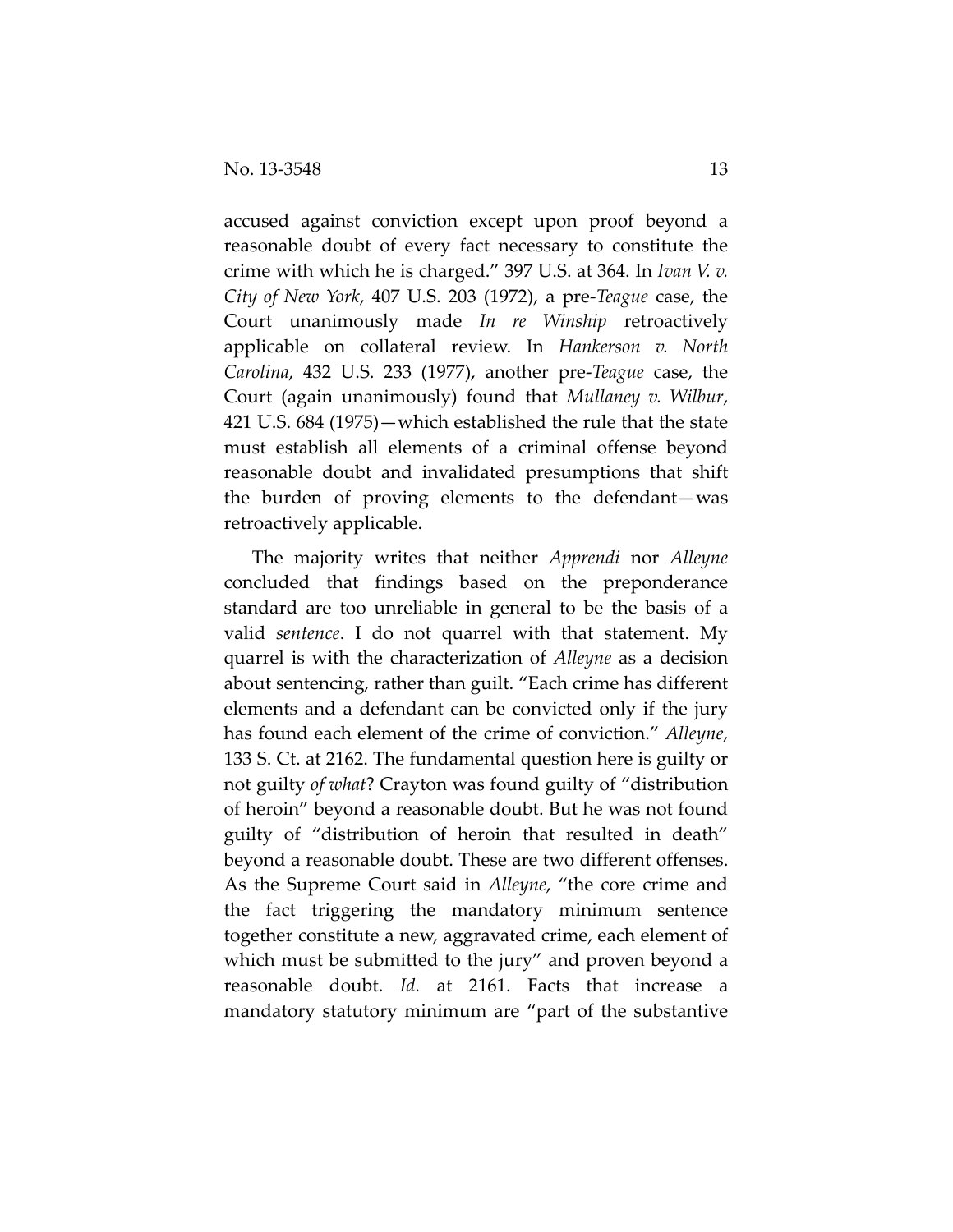accused against conviction except upon proof beyond a reasonable doubt of every fact necessary to constitute the crime with which he is charged." 397 U.S. at 364. In *Ivan V. v. City of New York*, 407 U.S. 203 (1972), a pre-*Teague* case, the Court unanimously made *In re Winship* retroactively applicable on collateral review. In *Hankerson v. North Carolina*, 432 U.S. 233 (1977), another pre-*Teague* case, the Court (again unanimously) found that *Mullaney v. Wilbur*, 421 U.S. 684 (1975)—which established the rule that the state must establish all elements of a criminal offense beyond reasonable doubt and invalidated presumptions that shift the burden of proving elements to the defendant—was retroactively applicable.

The majority writes that neither *Apprendi* nor *Alleyne* concluded that findings based on the preponderance standard are too unreliable in general to be the basis of a valid *sentence*. I do not quarrel with that statement. My quarrel is with the characterization of *Alleyne* as a decision about sentencing, rather than guilt. "Each crime has different elements and a defendant can be convicted only if the jury has found each element of the crime of conviction." *Alleyne*, 133 S. Ct. at 2162. The fundamental question here is guilty or not guilty *of what*? Crayton was found guilty of "distribution of heroin" beyond a reasonable doubt. But he was not found guilty of "distribution of heroin that resulted in death" beyond a reasonable doubt. These are two different offenses. As the Supreme Court said in *Alleyne*, "the core crime and the fact triggering the mandatory minimum sentence together constitute a new, aggravated crime, each element of which must be submitted to the jury" and proven beyond a reasonable doubt. *Id.* at 2161. Facts that increase a mandatory statutory minimum are "part of the substantive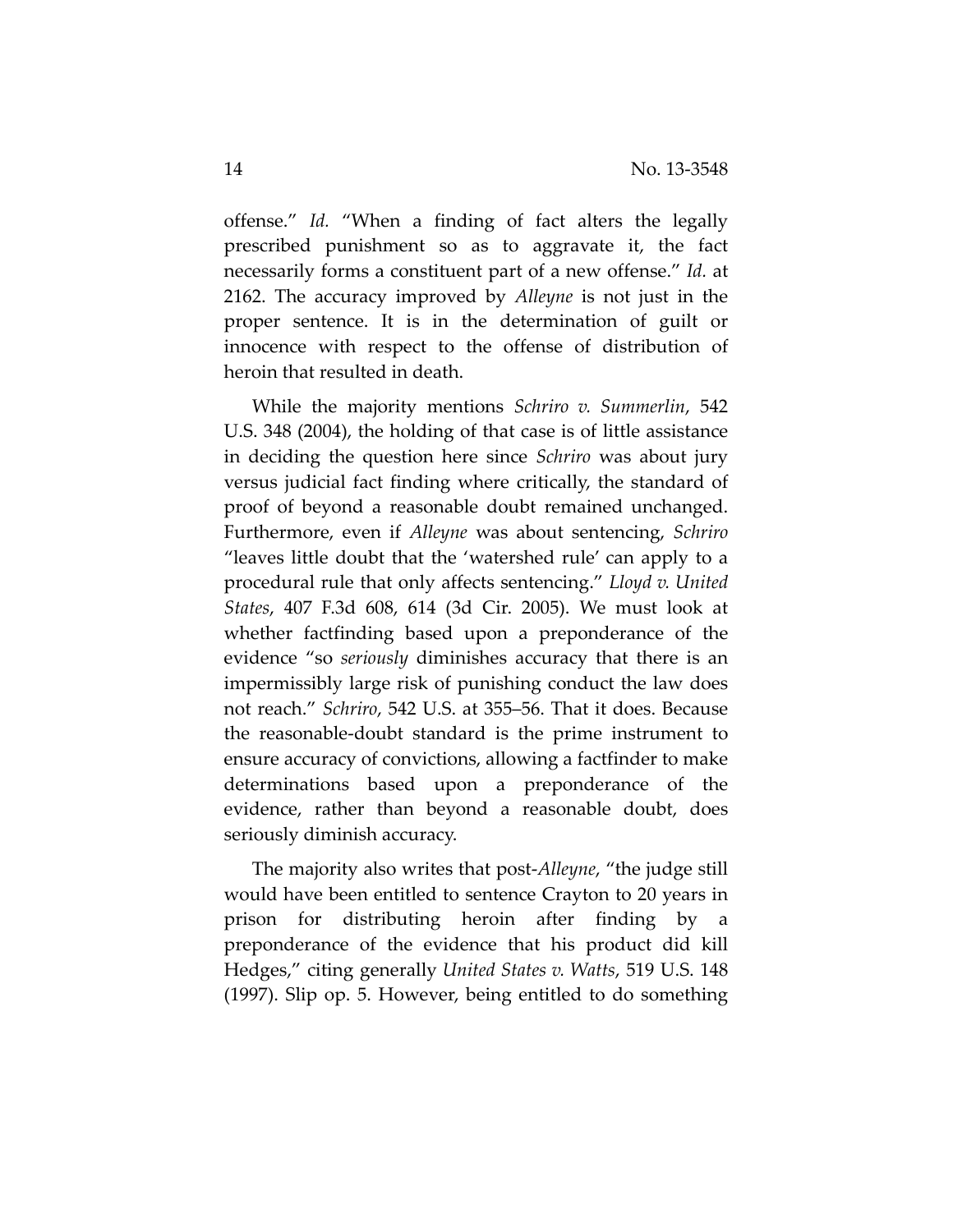offense." *Id.* "When a finding of fact alters the legally prescribed punishment so as to aggravate it, the fact necessarily forms a constituent part of a new offense." *Id.* at 2162. The accuracy improved by *Alleyne* is not just in the proper sentence. It is in the determination of guilt or innocence with respect to the offense of distribution of heroin that resulted in death.

While the majority mentions *Schriro v. Summerlin*, 542 U.S. 348 (2004), the holding of that case is of little assistance in deciding the question here since *Schriro* was about jury versus judicial fact finding where critically, the standard of proof of beyond a reasonable doubt remained unchanged. Furthermore, even if *Alleyne* was about sentencing, *Schriro* "leaves little doubt that the 'watershed rule' can apply to a procedural rule that only affects sentencing." *Lloyd v. United States*, 407 F.3d 608, 614 (3d Cir. 2005). We must look at whether factfinding based upon a preponderance of the evidence "so *seriously* diminishes accuracy that there is an impermissibly large risk of punishing conduct the law does not reach." *Schriro*, 542 U.S. at 355–56. That it does. Because the reasonable-doubt standard is the prime instrument to ensure accuracy of convictions, allowing a factfinder to make determinations based upon a preponderance of the evidence, rather than beyond a reasonable doubt, does seriously diminish accuracy.

The majority also writes that post-*Alleyne*, "the judge still would have been entitled to sentence Crayton to 20 years in prison for distributing heroin after finding by a preponderance of the evidence that his product did kill Hedges," citing generally *United States v. Watts*, 519 U.S. 148 (1997). Slip op. 5. However, being entitled to do something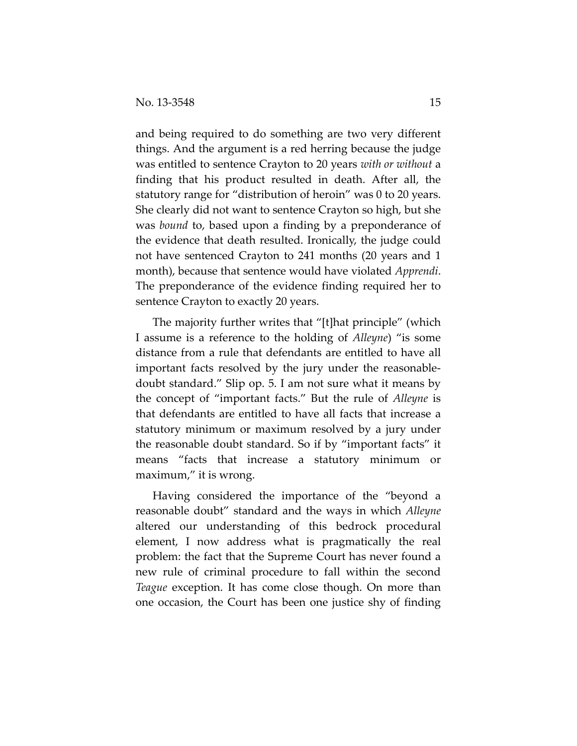and being required to do something are two very different things. And the argument is a red herring because the judge was entitled to sentence Crayton to 20 years *with or without* a finding that his product resulted in death. After all, the statutory range for "distribution of heroin" was 0 to 20 years. She clearly did not want to sentence Crayton so high, but she was *bound* to, based upon a finding by a preponderance of the evidence that death resulted. Ironically, the judge could not have sentenced Crayton to 241 months (20 years and 1 month), because that sentence would have violated *Apprendi*. The preponderance of the evidence finding required her to sentence Crayton to exactly 20 years.

The majority further writes that "[t]hat principle" (which I assume is a reference to the holding of *Alleyne*) "is some distance from a rule that defendants are entitled to have all important facts resolved by the jury under the reasonable-doubt standard." Slip op. 5. I am not sure what it means by the concept of "important facts." But the rule of *Alleyne* is that defendants are entitled to have all facts that increase a statutory minimum or maximum resolved by a jury under the reasonable doubt standard. So if by "important facts" it means "facts that increase a statutory minimum or maximum," it is wrong.

Having considered the importance of the "beyond a reasonable doubt" standard and the ways in which *Alleyne* altered our understanding of this bedrock procedural element, I now address what is pragmatically the real problem: the fact that the Supreme Court has never found a new rule of criminal procedure to fall within the second *Teague* exception. It has come close though. On more than one occasion, the Court has been one justice shy of finding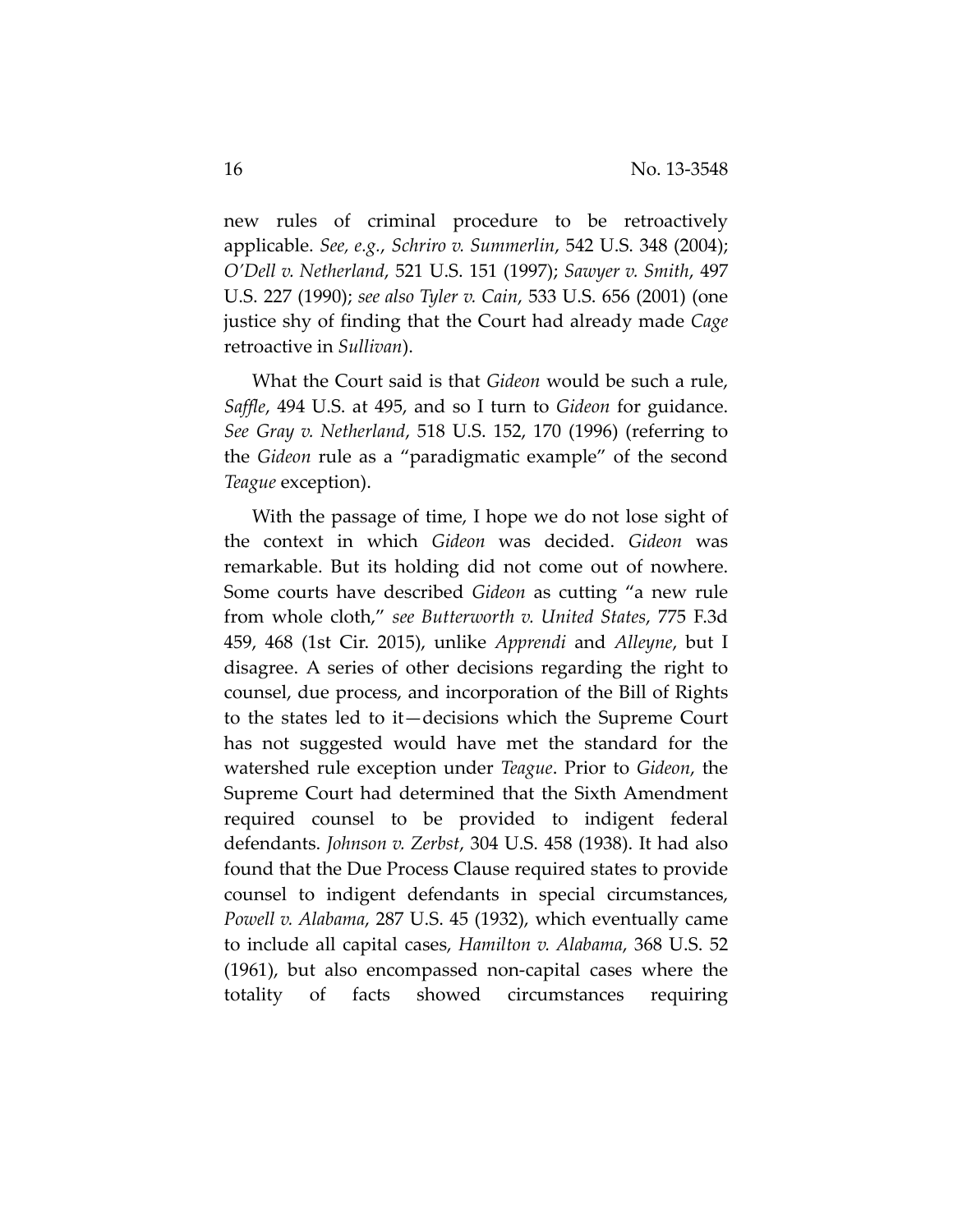new rules of criminal procedure to be retroactively applicable. *See, e.g.*, *Schriro v. Summerlin*, 542 U.S. 348 (2004); *O'Dell v. Netherland*, 521 U.S. 151 (1997); *Sawyer v. Smith*, 497 U.S. 227 (1990); *see also Tyler v. Cain*, 533 U.S. 656 (2001) (one justice shy of finding that the Court had already made *Cage* retroactive in *Sullivan*).

What the Court said is that *Gideon* would be such a rule, *Saffle*, 494 U.S. at 495, and so I turn to *Gideon* for guidance. *See Gray v. Netherland*, 518 U.S. 152, 170 (1996) (referring to the *Gideon* rule as a "paradigmatic example" of the second *Teague* exception).

With the passage of time, I hope we do not lose sight of the context in which *Gideon* was decided. *Gideon* was remarkable. But its holding did not come out of nowhere. Some courts have described *Gideon* as cutting "a new rule from whole cloth," *see Butterworth v. United States*, 775 F.3d 459, 468 (1st Cir. 2015), unlike *Apprendi* and *Alleyne*, but I disagree. A series of other decisions regarding the right to counsel, due process, and incorporation of the Bill of Rights to the states led to it—decisions which the Supreme Court has not suggested would have met the standard for the watershed rule exception under *Teague*. Prior to *Gideon*, the Supreme Court had determined that the Sixth Amendment required counsel to be provided to indigent federal defendants. *Johnson v. Zerbst*, 304 U.S. 458 (1938). It had also found that the Due Process Clause required states to provide counsel to indigent defendants in special circumstances, *Powell v. Alabama*, 287 U.S. 45 (1932), which eventually came to include all capital cases, *Hamilton v. Alabama*, 368 U.S. 52 (1961), but also encompassed non-capital cases where the totality of facts showed circumstances requiring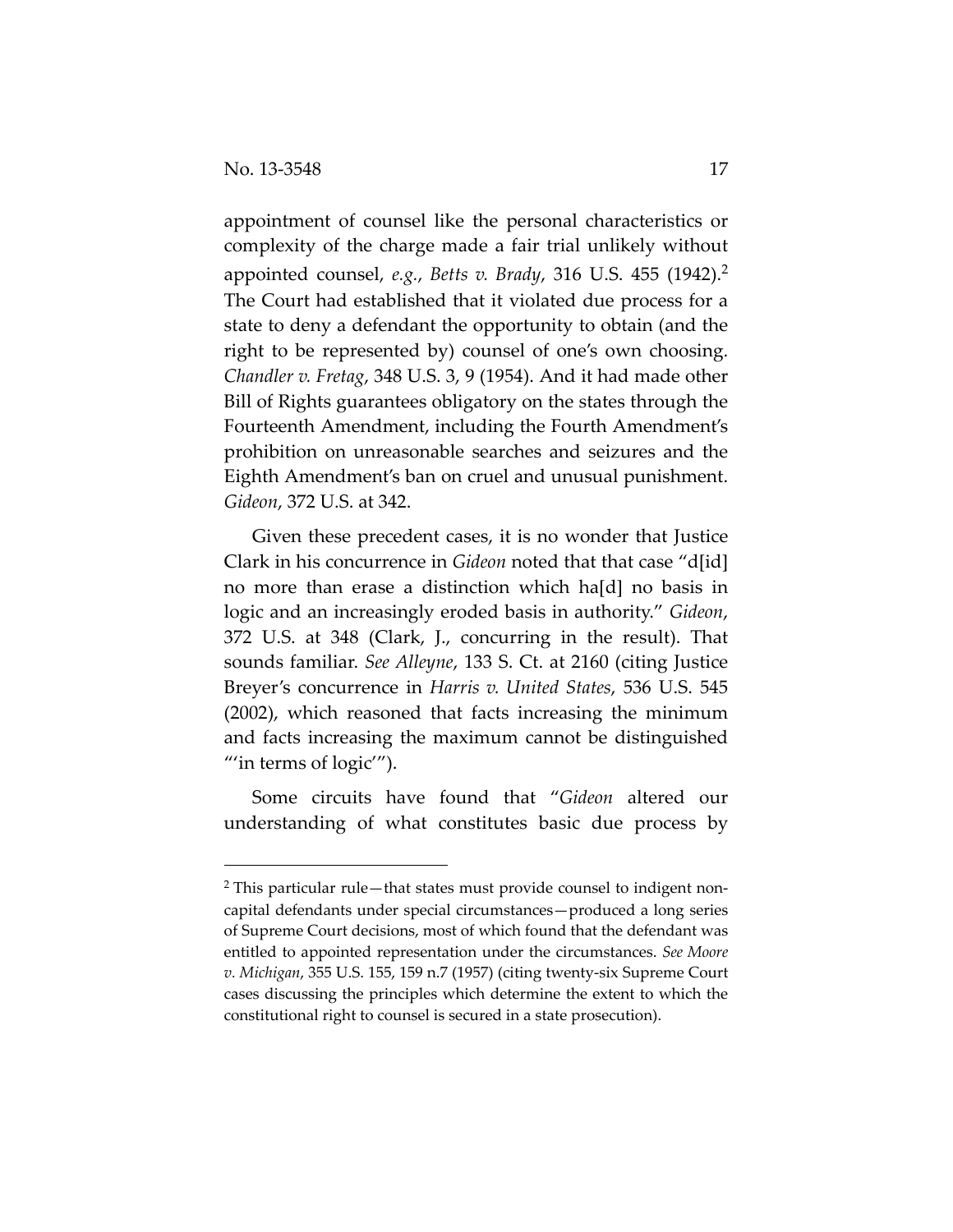appointment of counsel like the personal characteristics or complexity of the charge made a fair trial unlikely without appointed counsel, *e.g.*, *Betts v. Brady*, 316 U.S. 455 (1942).[2] The Court had established that it violated due process for a state to deny a defendant the opportunity to obtain (and the right to be represented by) counsel of one's own choosing. *Chandler v. Fretag*, 348 U.S. 3, 9 (1954). And it had made other Bill of Rights guarantees obligatory on the states through the Fourteenth Amendment, including the Fourth Amendment's prohibition on unreasonable searches and seizures and the Eighth Amendment's ban on cruel and unusual punishment. *Gideon*, 372 U.S. at 342.

Given these precedent cases, it is no wonder that Justice Clark in his concurrence in *Gideon* noted that that case "d[id] no more than erase a distinction which ha[d] no basis in logic and an increasingly eroded basis in authority." *Gideon*, 372 U.S. at 348 (Clark, J., concurring in the result). That sounds familiar. *See Alleyne*, 133 S. Ct. at 2160 (citing Justice Breyer's concurrence in *Harris v. United States*, 536 U.S. 545 (2002), which reasoned that facts increasing the minimum and facts increasing the maximum cannot be distinguished "'in terms of logic'").

Some circuits have found that "*Gideon* altered our understanding of what constitutes basic due process by

[2] This particular rule—that states must provide counsel to indigent non-capital defendants under special circumstances—produced a long series of Supreme Court decisions, most of which found that the defendant was entitled to appointed representation under the circumstances. *See Moore v. Michigan*, 355 U.S. 155, 159 n.7 (1957) (citing twenty-six Supreme Court cases discussing the principles which determine the extent to which the constitutional right to counsel is secured in a state prosecution).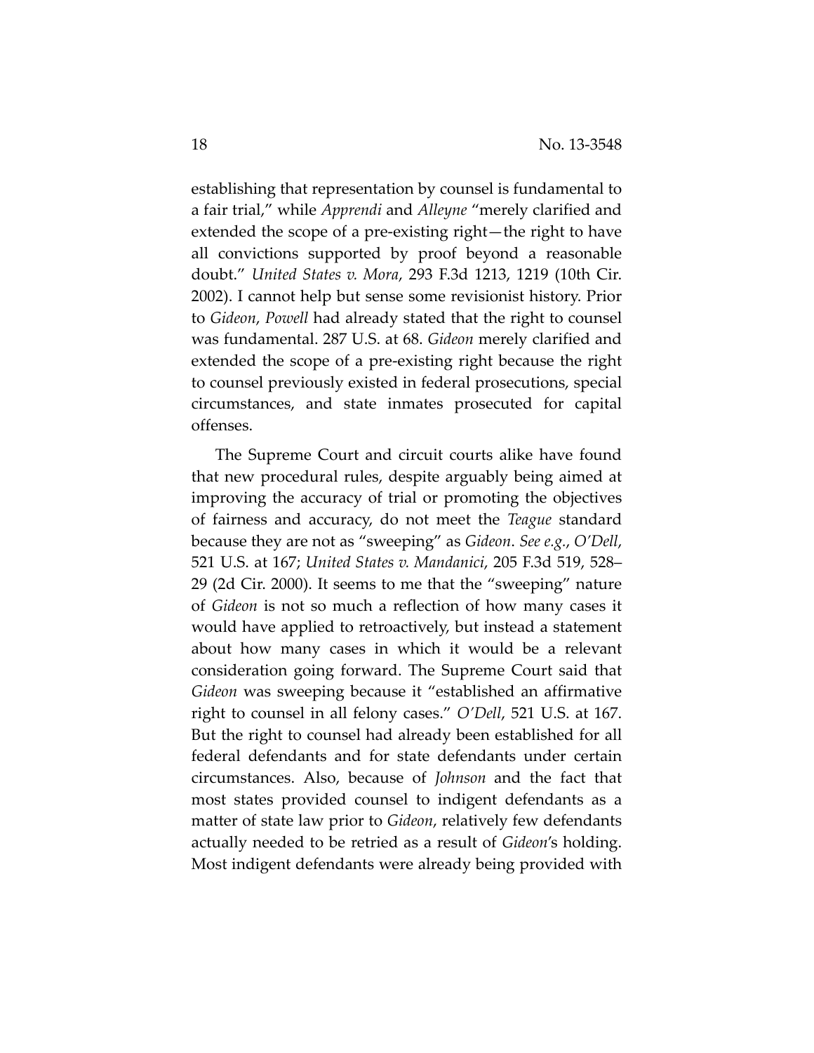establishing that representation by counsel is fundamental to a fair trial," while *Apprendi* and *Alleyne* "merely clarified and extended the scope of a pre-existing right—the right to have all convictions supported by proof beyond a reasonable doubt." *United States v. Mora*, 293 F.3d 1213, 1219 (10th Cir. 2002). I cannot help but sense some revisionist history. Prior to *Gideon*, *Powell* had already stated that the right to counsel was fundamental. 287 U.S. at 68. *Gideon* merely clarified and extended the scope of a pre-existing right because the right to counsel previously existed in federal prosecutions, special circumstances, and state inmates prosecuted for capital offenses.

The Supreme Court and circuit courts alike have found that new procedural rules, despite arguably being aimed at improving the accuracy of trial or promoting the objectives of fairness and accuracy, do not meet the *Teague* standard because they are not as "sweeping" as *Gideon*. *See e.g.*, *O'Dell*, 521 U.S. at 167; *United States v. Mandanici*, 205 F.3d 519, 528–29 (2d Cir. 2000). It seems to me that the "sweeping" nature of *Gideon* is not so much a reflection of how many cases it would have applied to retroactively, but instead a statement about how many cases in which it would be a relevant consideration going forward. The Supreme Court said that *Gideon* was sweeping because it "established an affirmative right to counsel in all felony cases." *O'Dell*, 521 U.S. at 167. But the right to counsel had already been established for all federal defendants and for state defendants under certain circumstances. Also, because of *Johnson* and the fact that most states provided counsel to indigent defendants as a matter of state law prior to *Gideon*, relatively few defendants actually needed to be retried as a result of *Gideon*'s holding. Most indigent defendants were already being provided with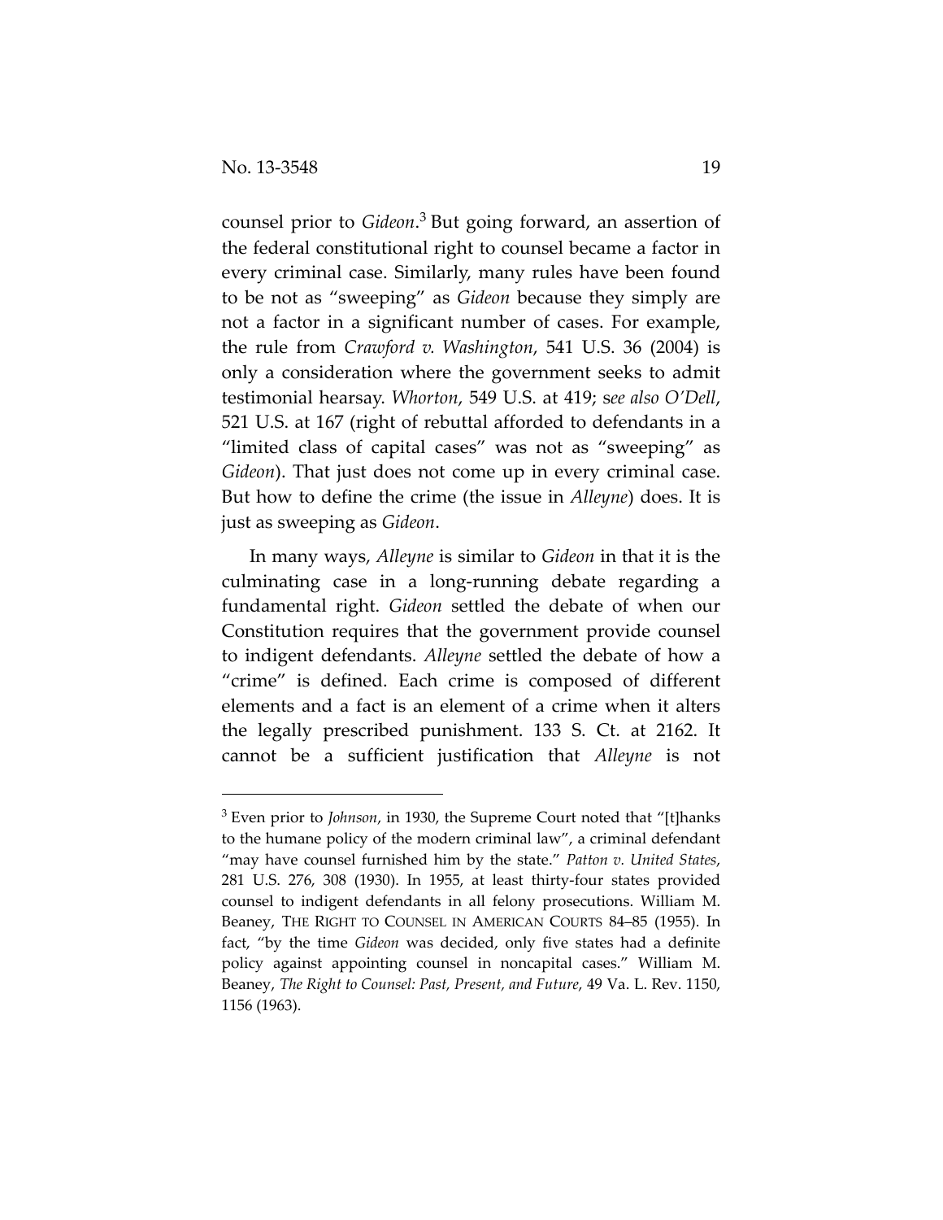counsel prior to *Gideon*.[3] But going forward, an assertion of the federal constitutional right to counsel became a factor in every criminal case. Similarly, many rules have been found to be not as "sweeping" as *Gideon* because they simply are not a factor in a significant number of cases. For example, the rule from *Crawford v. Washington*, 541 U.S. 36 (2004) is only a consideration where the government seeks to admit testimonial hearsay. *Whorton*, 549 U.S. at 419; s*ee also O'Dell*, 521 U.S. at 167 (right of rebuttal afforded to defendants in a "limited class of capital cases" was not as "sweeping" as *Gideon*). That just does not come up in every criminal case. But how to define the crime (the issue in *Alleyne*) does. It is just as sweeping as *Gideon*.

In many ways, *Alleyne* is similar to *Gideon* in that it is the culminating case in a long-running debate regarding a fundamental right. *Gideon* settled the debate of when our Constitution requires that the government provide counsel to indigent defendants. *Alleyne* settled the debate of how a "crime" is defined. Each crime is composed of different elements and a fact is an element of a crime when it alters the legally prescribed punishment. 133 S. Ct. at 2162. It cannot be a sufficient justification that *Alleyne* is not

---

[3] Even prior to *Johnson*, in 1930, the Supreme Court noted that "[t]hanks to the humane policy of the modern criminal law", a criminal defendant "may have counsel furnished him by the state." *Patton v. United States*, 281 U.S. 276, 308 (1930). In 1955, at least thirty-four states provided counsel to indigent defendants in all felony prosecutions. William M. Beaney, THE RIGHT TO COUNSEL IN AMERICAN COURTS 84–85 (1955). In fact, "by the time *Gideon* was decided, only five states had a definite policy against appointing counsel in noncapital cases." William M. Beaney, *The Right to Counsel: Past, Present, and Future*, 49 Va. L. Rev. 1150, 1156 (1963).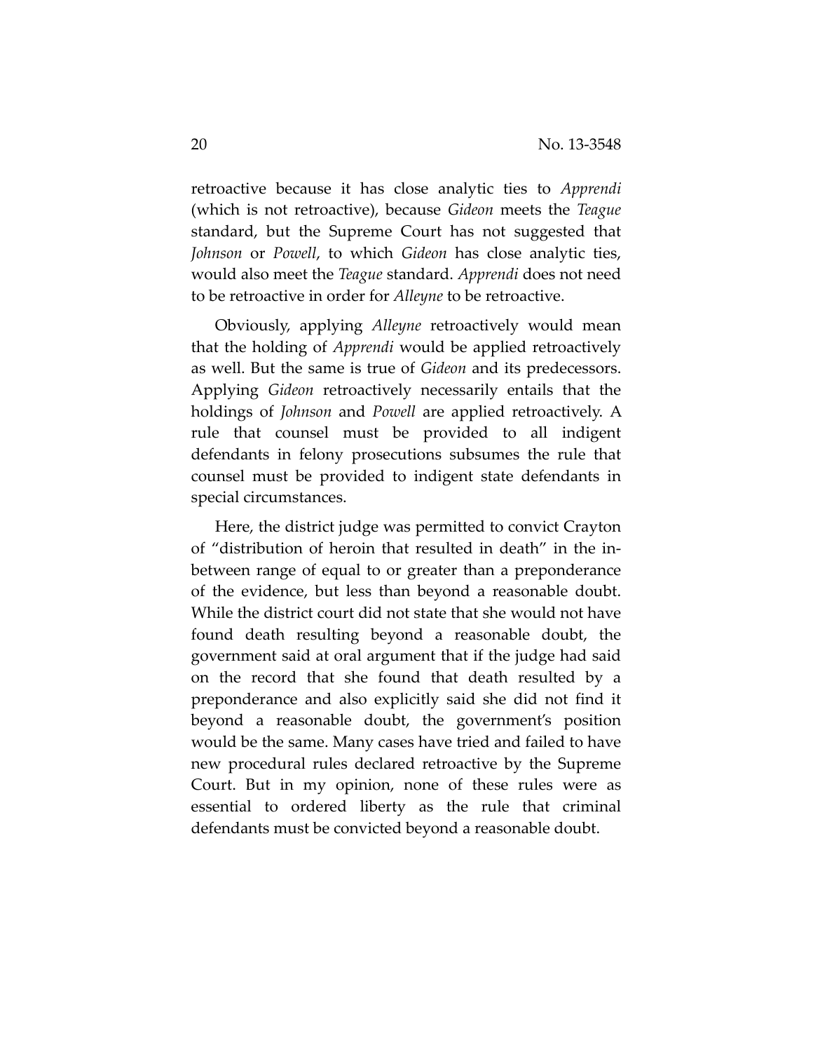retroactive because it has close analytic ties to *Apprendi* (which is not retroactive), because *Gideon* meets the *Teague* standard, but the Supreme Court has not suggested that *Johnson* or *Powell*, to which *Gideon* has close analytic ties, would also meet the *Teague* standard. *Apprendi* does not need to be retroactive in order for *Alleyne* to be retroactive.

Obviously, applying *Alleyne* retroactively would mean that the holding of *Apprendi* would be applied retroactively as well. But the same is true of *Gideon* and its predecessors. Applying *Gideon* retroactively necessarily entails that the holdings of *Johnson* and *Powell* are applied retroactively. A rule that counsel must be provided to all indigent defendants in felony prosecutions subsumes the rule that counsel must be provided to indigent state defendants in special circumstances.

Here, the district judge was permitted to convict Crayton of "distribution of heroin that resulted in death" in the in-between range of equal to or greater than a preponderance of the evidence, but less than beyond a reasonable doubt. While the district court did not state that she would not have found death resulting beyond a reasonable doubt, the government said at oral argument that if the judge had said on the record that she found that death resulted by a preponderance and also explicitly said she did not find it beyond a reasonable doubt, the government's position would be the same. Many cases have tried and failed to have new procedural rules declared retroactive by the Supreme Court. But in my opinion, none of these rules were as essential to ordered liberty as the rule that criminal defendants must be convicted beyond a reasonable doubt.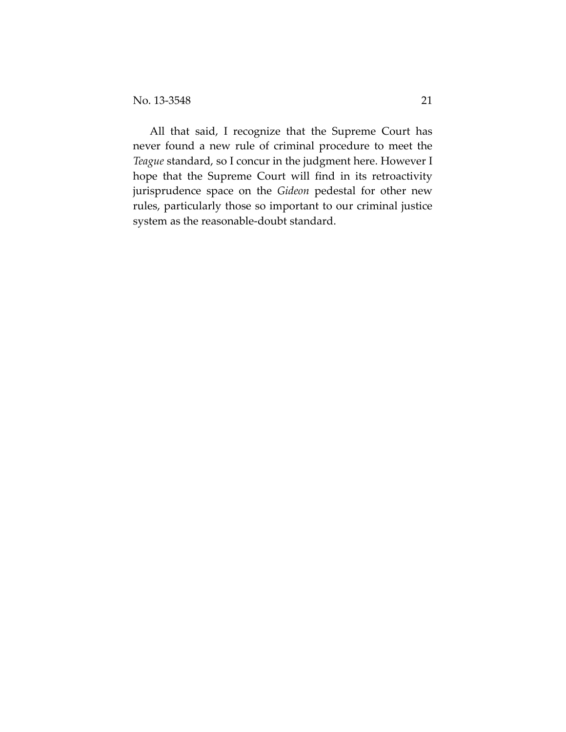All that said, I recognize that the Supreme Court has never found a new rule of criminal procedure to meet the *Teague* standard, so I concur in the judgment here. However I hope that the Supreme Court will find in its retroactivity jurisprudence space on the *Gideon* pedestal for other new rules, particularly those so important to our criminal justice system as the reasonable-doubt standard.